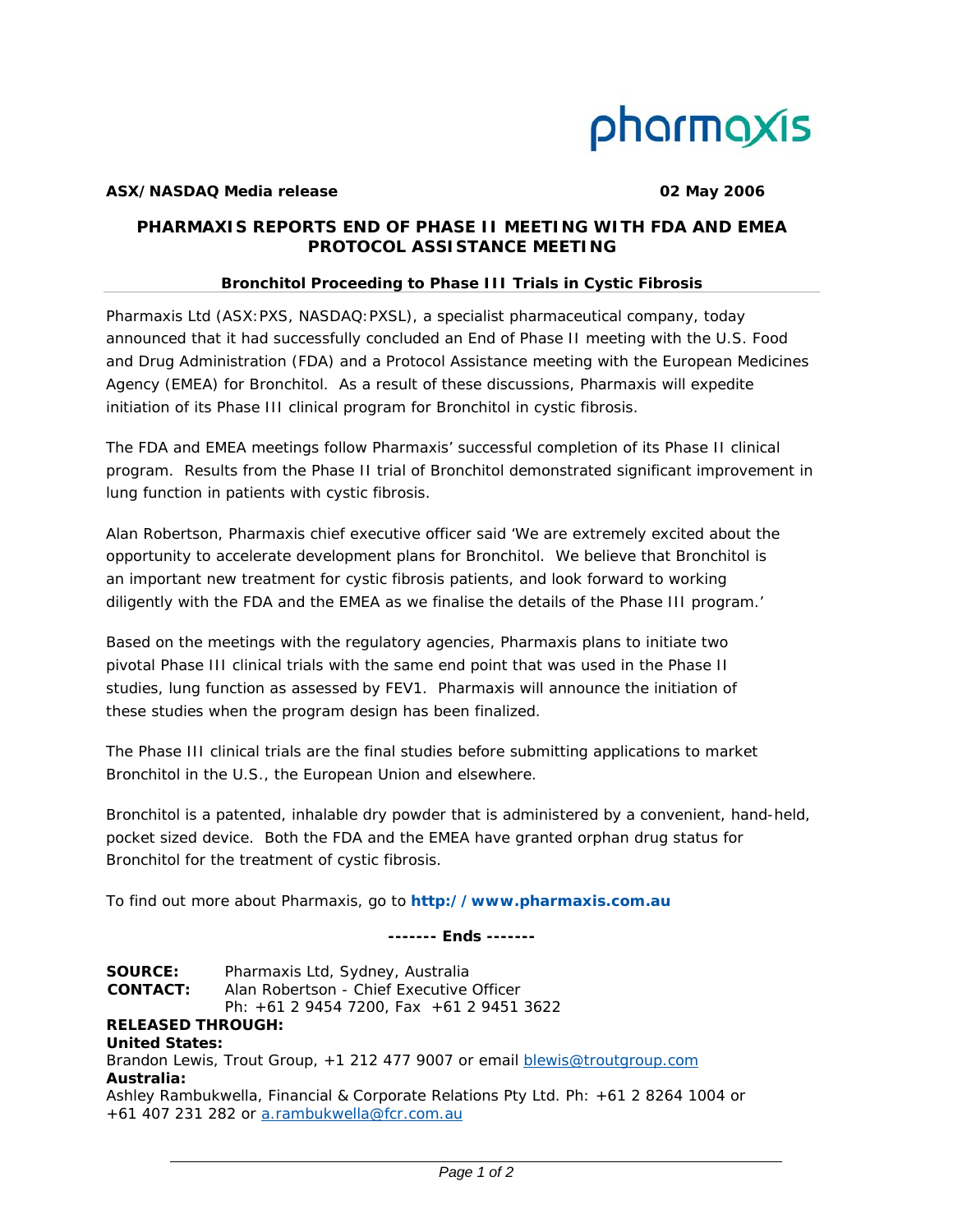pharmaxis

**ASX/NASDAQ Media release** **02 May 2006**

## PHARMAXIS REPORTS END OF PHASE II MEETING WITH FDA AND EMEA PROTOCOL ASSISTANCE MEETING

### Bronchitol Proceeding to Phase III Trials in Cystic Fibrosis

Pharmaxis Ltd (ASX:PXS, NASDAQ:PXSL), a specialist pharmaceutical company, today announced that it had successfully concluded an End of Phase II meeting with the U.S. Food and Drug Administration (FDA) and a Protocol Assistance meeting with the European Medicines Agency (EMEA) for Bronchitol. As a result of these discussions, Pharmaxis will expedite initiation of its Phase III clinical program for Bronchitol in cystic fibrosis.

The FDA and EMEA meetings follow Pharmaxis' successful completion of its Phase II clinical program. Results from the Phase II trial of Bronchitol demonstrated significant improvement in lung function in patients with cystic fibrosis.

Alan Robertson, Pharmaxis chief executive officer said 'We are extremely excited about the opportunity to accelerate development plans for Bronchitol. We believe that Bronchitol is an important new treatment for cystic fibrosis patients, and look forward to working diligently with the FDA and the EMEA as we finalise the details of the Phase III program.'

Based on the meetings with the regulatory agencies, Pharmaxis plans to initiate two pivotal Phase III clinical trials with the same end point that was used in the Phase II studies, lung function as assessed by FEV1. Pharmaxis will announce the initiation of these studies when the program design has been finalized.

The Phase III clinical trials are the final studies before submitting applications to market Bronchitol in the U.S., the European Union and elsewhere.

Bronchitol is a patented, inhalable dry powder that is administered by a convenient, hand-held, pocket sized device. Both the FDA and the EMEA have granted orphan drug status for Bronchitol for the treatment of cystic fibrosis.

To find out more about Pharmaxis, go to **http://www.pharmaxis.com.au**

**------- Ends -------**

**SOURCE:** Pharmaxis Ltd, Sydney, Australia
**CONTACT:** Alan Robertson - Chief Executive Officer
Ph: +61 2 9454 7200, Fax +61 2 9451 3622

**RELEASED THROUGH:**

**United States:**
Brandon Lewis, Trout Group, +1 212 477 9007 or email blewis@troutgroup.com

**Australia:**
Ashley Rambukwella, Financial & Corporate Relations Pty Ltd. Ph: +61 2 8264 1004 or +61 407 231 282 or a.rambukwella@fcr.com.au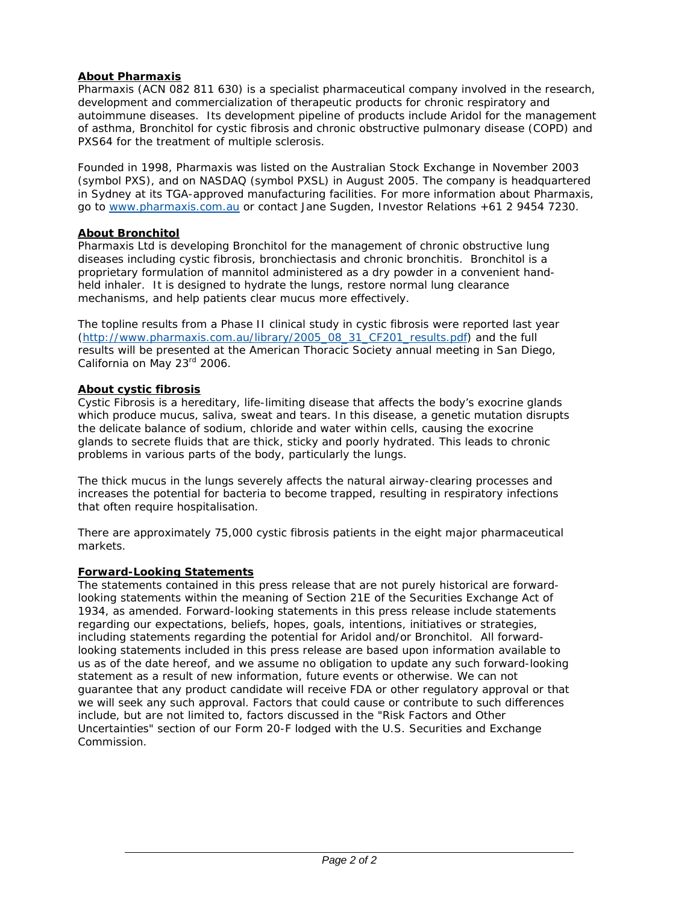## About Pharmaxis

Pharmaxis (ACN 082 811 630) is a specialist pharmaceutical company involved in the research, development and commercialization of therapeutic products for chronic respiratory and autoimmune diseases. Its development pipeline of products include Aridol for the management of asthma, Bronchitol for cystic fibrosis and chronic obstructive pulmonary disease (COPD) and PXS64 for the treatment of multiple sclerosis.

Founded in 1998, Pharmaxis was listed on the Australian Stock Exchange in November 2003 (symbol PXS), and on NASDAQ (symbol PXSL) in August 2005. The company is headquartered in Sydney at its TGA-approved manufacturing facilities. For more information about Pharmaxis, go to www.pharmaxis.com.au or contact Jane Sugden, Investor Relations +61 2 9454 7230.

## About Bronchitol

Pharmaxis Ltd is developing Bronchitol for the management of chronic obstructive lung diseases including cystic fibrosis, bronchiectasis and chronic bronchitis. Bronchitol is a proprietary formulation of mannitol administered as a dry powder in a convenient hand-held inhaler. It is designed to hydrate the lungs, restore normal lung clearance mechanisms, and help patients clear mucus more effectively.

The topline results from a Phase II clinical study in cystic fibrosis were reported last year (http://www.pharmaxis.com.au/library/2005_08_31_CF201_results.pdf) and the full results will be presented at the American Thoracic Society annual meeting in San Diego, California on May 23rd 2006.

## About cystic fibrosis

Cystic Fibrosis is a hereditary, life-limiting disease that affects the body's exocrine glands which produce mucus, saliva, sweat and tears. In this disease, a genetic mutation disrupts the delicate balance of sodium, chloride and water within cells, causing the exocrine glands to secrete fluids that are thick, sticky and poorly hydrated. This leads to chronic problems in various parts of the body, particularly the lungs.

The thick mucus in the lungs severely affects the natural airway-clearing processes and increases the potential for bacteria to become trapped, resulting in respiratory infections that often require hospitalisation.

There are approximately 75,000 cystic fibrosis patients in the eight major pharmaceutical markets.

## Forward-Looking Statements

The statements contained in this press release that are not purely historical are forward-looking statements within the meaning of Section 21E of the Securities Exchange Act of 1934, as amended. Forward-looking statements in this press release include statements regarding our expectations, beliefs, hopes, goals, intentions, initiatives or strategies, including statements regarding the potential for Aridol and/or Bronchitol. All forward-looking statements included in this press release are based upon information available to us as of the date hereof, and we assume no obligation to update any such forward-looking statement as a result of new information, future events or otherwise. We can not guarantee that any product candidate will receive FDA or other regulatory approval or that we will seek any such approval. Factors that could cause or contribute to such differences include, but are not limited to, factors discussed in the "Risk Factors and Other Uncertainties" section of our Form 20-F lodged with the U.S. Securities and Exchange Commission.